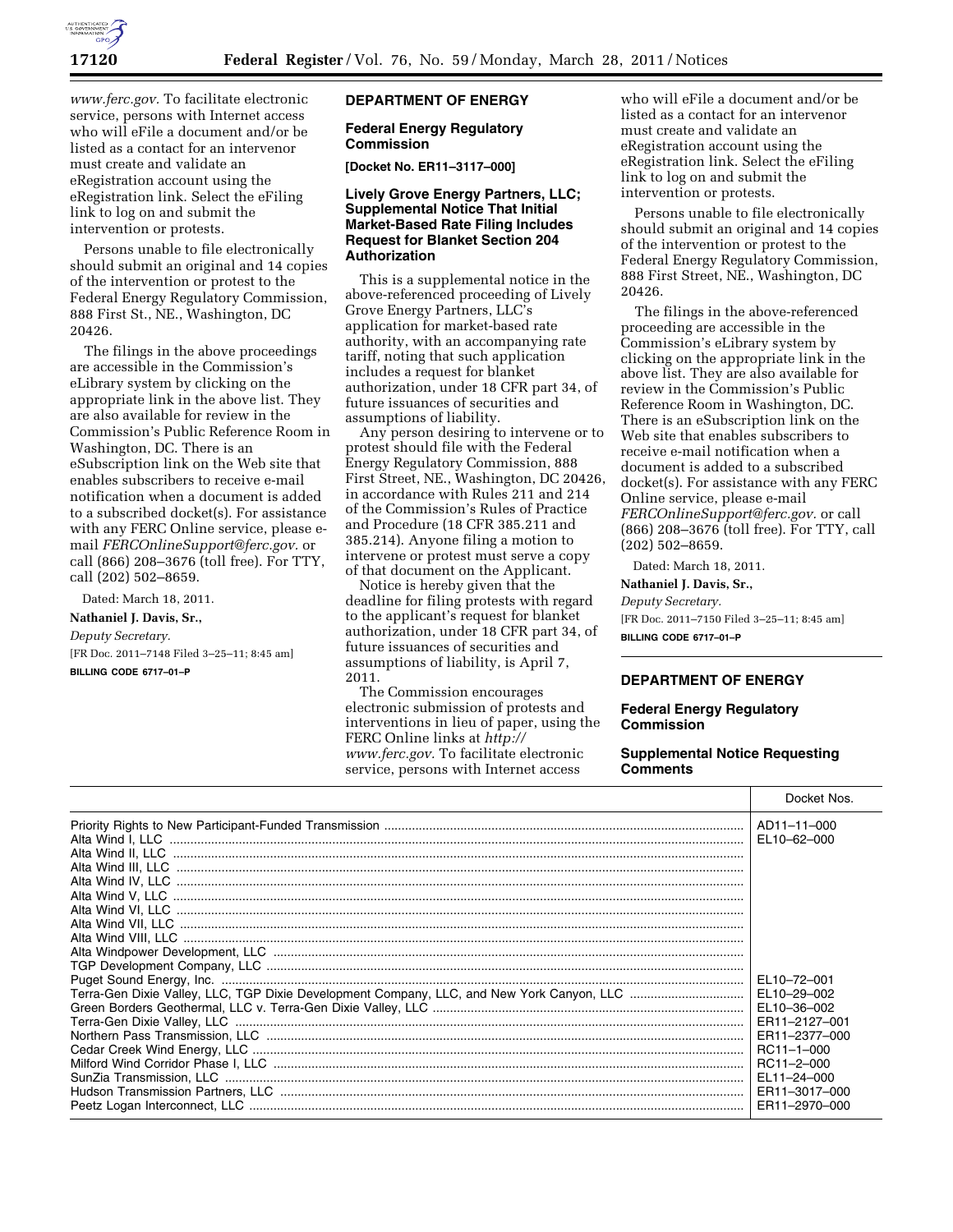www.ferc.gov. To facilitate electronic service, persons with Internet access who will eFile a document and/or be listed as a contact for an intervenor must create and validate an eRegistration account using the eRegistration link. Select the eFiling link to log on and submit the intervention or protests.

Persons unable to file electronically should submit an original and 14 copies of the intervention or protest to the Federal Energy Regulatory Commission, 888 First St., NE., Washington, DC 20426.

The filings in the above proceedings are accessible in the Commission's eLibrary system by clicking on the appropriate link in the above list. They are also available for review in the Commission's Public Reference Room in Washington, DC. There is an eSubscription link on the Web site that enables subscribers to receive e-mail notification when a document is added to a subscribed docket(s). For assistance with any FERC Online service, please e-mail *FERCOnlineSupport@ferc.gov.* or call (866) 208–3676 (toll free). For TTY, call (202) 502–8659.

Dated: March 18, 2011.

**Nathaniel J. Davis, Sr.,**

*Deputy Secretary.*

[FR Doc. 2011–7148 Filed 3–25–11; 8:45 am]

**BILLING CODE 6717–01–P**

## DEPARTMENT OF ENERGY

### Federal Energy Regulatory Commission

**[Docket No. ER11–3117–000]**

### Lively Grove Energy Partners, LLC; Supplemental Notice That Initial Market-Based Rate Filing Includes Request for Blanket Section 204 Authorization

This is a supplemental notice in the above-referenced proceeding of Lively Grove Energy Partners, LLC's application for market-based rate authority, with an accompanying rate tariff, noting that such application includes a request for blanket authorization, under 18 CFR part 34, of future issuances of securities and assumptions of liability.

Any person desiring to intervene or to protest should file with the Federal Energy Regulatory Commission, 888 First Street, NE., Washington, DC 20426, in accordance with Rules 211 and 214 of the Commission's Rules of Practice and Procedure (18 CFR 385.211 and 385.214). Anyone filing a motion to intervene or protest must serve a copy of that document on the Applicant.

Notice is hereby given that the deadline for filing protests with regard to the applicant's request for blanket authorization, under 18 CFR part 34, of future issuances of securities and assumptions of liability, is April 7, 2011.

The Commission encourages electronic submission of protests and interventions in lieu of paper, using the FERC Online links at *http://www.ferc.gov.* To facilitate electronic service, persons with Internet access who will eFile a document and/or be listed as a contact for an intervenor must create and validate an eRegistration account using the eRegistration link. Select the eFiling link to log on and submit the intervention or protests.

Persons unable to file electronically should submit an original and 14 copies of the intervention or protest to the Federal Energy Regulatory Commission, 888 First Street, NE., Washington, DC 20426.

The filings in the above-referenced proceeding are accessible in the Commission's eLibrary system by clicking on the appropriate link in the above list. They are also available for review in the Commission's Public Reference Room in Washington, DC. There is an eSubscription link on the Web site that enables subscribers to receive e-mail notification when a document is added to a subscribed docket(s). For assistance with any FERC Online service, please e-mail *FERCOnlineSupport@ferc.gov.* or call (866) 208–3676 (toll free). For TTY, call (202) 502–8659.

Dated: March 18, 2011.

**Nathaniel J. Davis, Sr.,**

*Deputy Secretary.*

[FR Doc. 2011–7150 Filed 3–25–11; 8:45 am]

**BILLING CODE 6717–01–P**

## DEPARTMENT OF ENERGY

### Federal Energy Regulatory Commission

### Supplemental Notice Requesting Comments

| | Docket Nos. |
|---|---|
| Priority Rights to New Participant-Funded Transmission | AD11–11–000 |
| Alta Wind I, LLC | EL10–62–000 |
| Alta Wind II, LLC | |
| Alta Wind III, LLC | |
| Alta Wind IV, LLC | |
| Alta Wind V, LLC | |
| Alta Wind VI, LLC | |
| Alta Wind VII, LLC | |
| Alta Wind VIII, LLC | |
| Alta Windpower Development, LLC | |
| TGP Development Company, LLC | |
| Puget Sound Energy, Inc. | EL10–72–001 |
| Terra-Gen Dixie Valley, LLC, TGP Dixie Development Company, LLC, and New York Canyon, LLC | EL10–29–002 |
| Green Borders Geothermal, LLC v. Terra-Gen Dixie Valley, LLC | EL10–36–002 |
| Terra-Gen Dixie Valley, LLC | ER11–2127–001 |
| Northern Pass Transmission, LLC | ER11–2377–000 |
| Cedar Creek Wind Energy, LLC | RC11–1–000 |
| Milford Wind Corridor Phase I, LLC | RC11–2–000 |
| SunZia Transmission, LLC | EL11–24–000 |
| Hudson Transmission Partners, LLC | ER11–3017–000 |
| Peetz Logan Interconnect, LLC | ER11–2970–000 |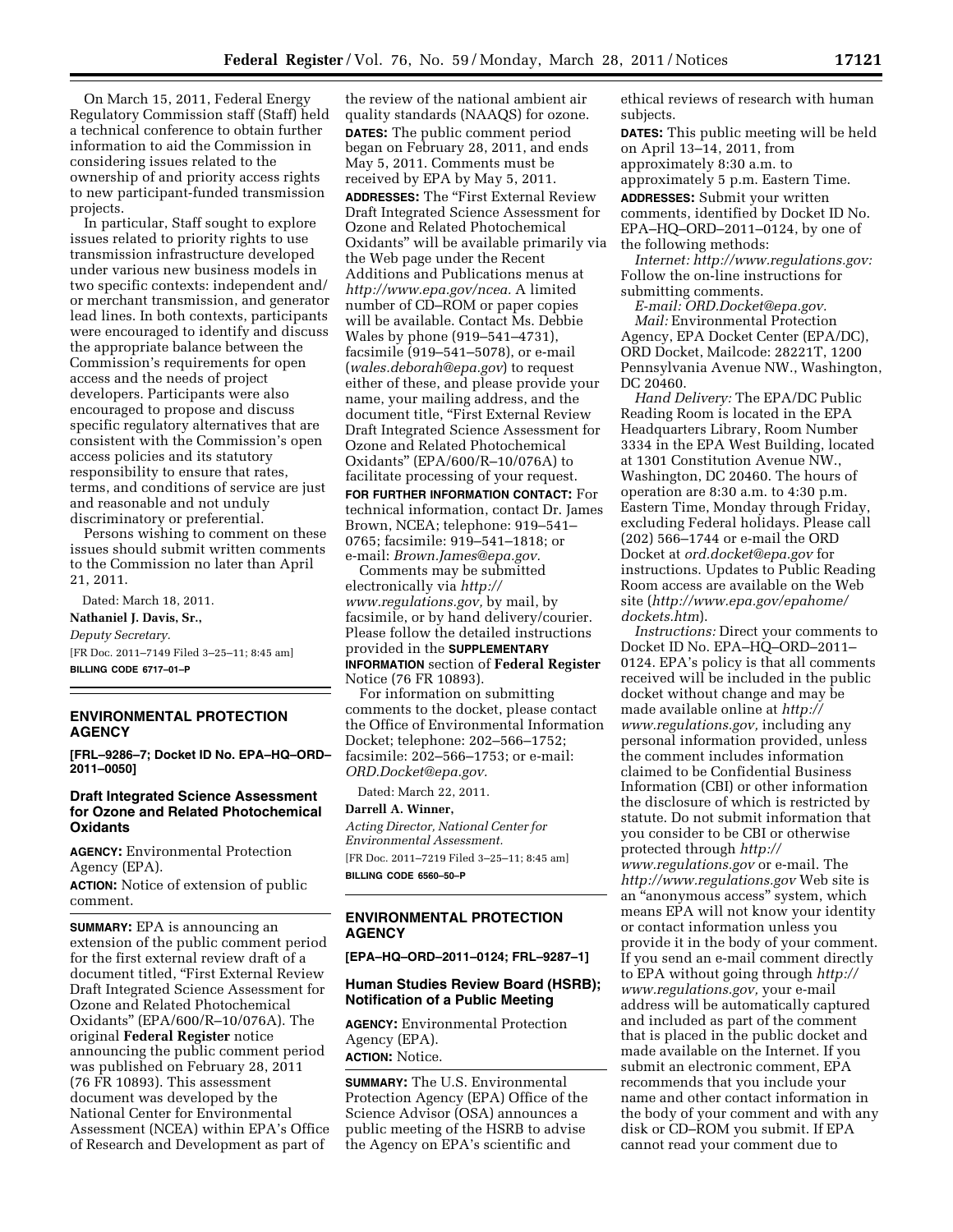On March 15, 2011, Federal Energy Regulatory Commission staff (Staff) held a technical conference to obtain further information to aid the Commission in considering issues related to the ownership of and priority access rights to new participant-funded transmission projects.

In particular, Staff sought to explore issues related to priority rights to use transmission infrastructure developed under various new business models in two specific contexts: independent and/or merchant transmission, and generator lead lines. In both contexts, participants were encouraged to identify and discuss the appropriate balance between the Commission's requirements for open access and the needs of project developers. Participants were also encouraged to propose and discuss specific regulatory alternatives that are consistent with the Commission's open access policies and its statutory responsibility to ensure that rates, terms, and conditions of service are just and reasonable and not unduly discriminatory or preferential.

Persons wishing to comment on these issues should submit written comments to the Commission no later than April 21, 2011.

Dated: March 18, 2011.

**Nathaniel J. Davis, Sr.,**

*Deputy Secretary.*

[FR Doc. 2011–7149 Filed 3–25–11; 8:45 am]

**BILLING CODE 6717–01–P**

## ENVIRONMENTAL PROTECTION AGENCY

**[FRL–9286–7; Docket ID No. EPA–HQ–ORD–2011–0050]**

### Draft Integrated Science Assessment for Ozone and Related Photochemical Oxidants

**AGENCY:** Environmental Protection Agency (EPA).

**ACTION:** Notice of extension of public comment.

**SUMMARY:** EPA is announcing an extension of the public comment period for the first external review draft of a document titled, "First External Review Draft Integrated Science Assessment for Ozone and Related Photochemical Oxidants" (EPA/600/R–10/076A). The original **Federal Register** notice announcing the public comment period was published on February 28, 2011 (76 FR 10893). This assessment document was developed by the National Center for Environmental Assessment (NCEA) within EPA's Office of Research and Development as part of the review of the national ambient air quality standards (NAAQS) for ozone.

**DATES:** The public comment period began on February 28, 2011, and ends May 5, 2011. Comments must be received by EPA by May 5, 2011.

**ADDRESSES:** The "First External Review Draft Integrated Science Assessment for Ozone and Related Photochemical Oxidants" will be available primarily via the Web page under the Recent Additions and Publications menus at *http://www.epa.gov/ncea.* A limited number of CD–ROM or paper copies will be available. Contact Ms. Debbie Wales by phone (919–541–4731), facsimile (919–541–5078), or e-mail (*wales.deborah@epa.gov*) to request either of these, and please provide your name, your mailing address, and the document title, "First External Review Draft Integrated Science Assessment for Ozone and Related Photochemical Oxidants" (EPA/600/R–10/076A) to facilitate processing of your request.

**FOR FURTHER INFORMATION CONTACT:** For technical information, contact Dr. James Brown, NCEA; telephone: 919–541–0765; facsimile: 919–541–1818; or e-mail: *Brown.James@epa.gov.*

Comments may be submitted electronically via *http://www.regulations.gov,* by mail, by facsimile, or by hand delivery/courier. Please follow the detailed instructions provided in the **SUPPLEMENTARY INFORMATION** section of **Federal Register** Notice (76 FR 10893).

For information on submitting comments to the docket, please contact the Office of Environmental Information Docket; telephone: 202–566–1752; facsimile: 202–566–1753; or e-mail: *ORD.Docket@epa.gov.*

Dated: March 22, 2011.

**Darrell A. Winner,**

*Acting Director, National Center for Environmental Assessment.*

[FR Doc. 2011–7219 Filed 3–25–11; 8:45 am]

**BILLING CODE 6560–50–P**

## ENVIRONMENTAL PROTECTION AGENCY

**[EPA–HQ–ORD–2011–0124; FRL–9287–1]**

### Human Studies Review Board (HSRB); Notification of a Public Meeting

**AGENCY:** Environmental Protection Agency (EPA).

**ACTION:** Notice.

**SUMMARY:** The U.S. Environmental Protection Agency (EPA) Office of the Science Advisor (OSA) announces a public meeting of the HSRB to advise the Agency on EPA's scientific and ethical reviews of research with human subjects.

**DATES:** This public meeting will be held on April 13–14, 2011, from approximately 8:30 a.m. to approximately 5 p.m. Eastern Time.

**ADDRESSES:** Submit your written comments, identified by Docket ID No. EPA–HQ–ORD–2011–0124, by one of the following methods:

*Internet: http://www.regulations.gov:* Follow the on-line instructions for submitting comments.

*E-mail: ORD.Docket@epa.gov.*

*Mail:* Environmental Protection Agency, EPA Docket Center (EPA/DC), ORD Docket, Mailcode: 28221T, 1200 Pennsylvania Avenue NW., Washington, DC 20460.

*Hand Delivery:* The EPA/DC Public Reading Room is located in the EPA Headquarters Library, Room Number 3334 in the EPA West Building, located at 1301 Constitution Avenue NW., Washington, DC 20460. The hours of operation are 8:30 a.m. to 4:30 p.m. Eastern Time, Monday through Friday, excluding Federal holidays. Please call (202) 566–1744 or e-mail the ORD Docket at *ord.docket@epa.gov* for instructions. Updates to Public Reading Room access are available on the Web site (*http://www.epa.gov/epahome/dockets.htm*).

*Instructions:* Direct your comments to Docket ID No. EPA–HQ–ORD–2011–0124. EPA's policy is that all comments received will be included in the public docket without change and may be made available online at *http://www.regulations.gov,* including any personal information provided, unless the comment includes information claimed to be Confidential Business Information (CBI) or other information the disclosure of which is restricted by statute. Do not submit information that you consider to be CBI or otherwise protected through *http://www.regulations.gov* or e-mail. The *http://www.regulations.gov* Web site is an "anonymous access" system, which means EPA will not know your identity or contact information unless you provide it in the body of your comment. If you send an e-mail comment directly to EPA without going through *http://www.regulations.gov,* your e-mail address will be automatically captured and included as part of the comment that is placed in the public docket and made available on the Internet. If you submit an electronic comment, EPA recommends that you include your name and other contact information in the body of your comment and with any disk or CD–ROM you submit. If EPA cannot read your comment due to